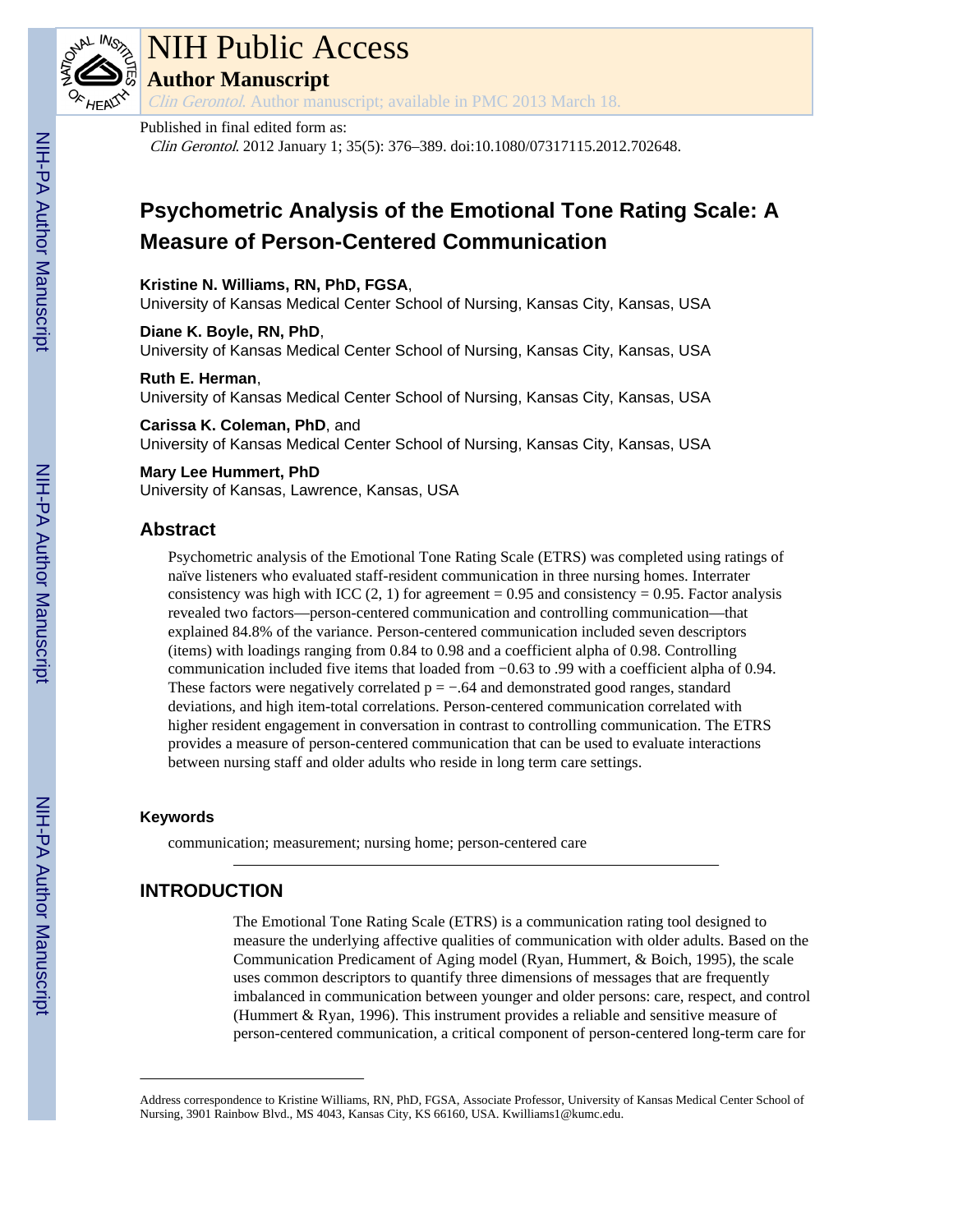# NIH Public Access

## Author Manuscript

*Clin Gerontol.* Author manuscript; available in PMC 2013 March 18.

Published in final edited form as:

*Clin Gerontol.* 2012 January 1; 35(5): 376–389. doi:10.1080/07317115.2012.702648.

# Psychometric Analysis of the Emotional Tone Rating Scale: A Measure of Person-Centered Communication

**Kristine N. Williams, RN, PhD, FGSA**,
University of Kansas Medical Center School of Nursing, Kansas City, Kansas, USA

**Diane K. Boyle, RN, PhD**,
University of Kansas Medical Center School of Nursing, Kansas City, Kansas, USA

**Ruth E. Herman**,
University of Kansas Medical Center School of Nursing, Kansas City, Kansas, USA

**Carissa K. Coleman, PhD**, and
University of Kansas Medical Center School of Nursing, Kansas City, Kansas, USA

**Mary Lee Hummert, PhD**
University of Kansas, Lawrence, Kansas, USA

## Abstract

Psychometric analysis of the Emotional Tone Rating Scale (ETRS) was completed using ratings of naïve listeners who evaluated staff-resident communication in three nursing homes. Interrater consistency was high with ICC (2, 1) for agreement = 0.95 and consistency = 0.95. Factor analysis revealed two factors—person-centered communication and controlling communication—that explained 84.8% of the variance. Person-centered communication included seven descriptors (items) with loadings ranging from 0.84 to 0.98 and a coefficient alpha of 0.98. Controlling communication included five items that loaded from −0.63 to .99 with a coefficient alpha of 0.94. These factors were negatively correlated p = −.64 and demonstrated good ranges, standard deviations, and high item-total correlations. Person-centered communication correlated with higher resident engagement in conversation in contrast to controlling communication. The ETRS provides a measure of person-centered communication that can be used to evaluate interactions between nursing staff and older adults who reside in long term care settings.

### Keywords

communication; measurement; nursing home; person-centered care

## INTRODUCTION

The Emotional Tone Rating Scale (ETRS) is a communication rating tool designed to measure the underlying affective qualities of communication with older adults. Based on the Communication Predicament of Aging model (Ryan, Hummert, & Boich, 1995), the scale uses common descriptors to quantify three dimensions of messages that are frequently imbalanced in communication between younger and older persons: care, respect, and control (Hummert & Ryan, 1996). This instrument provides a reliable and sensitive measure of person-centered communication, a critical component of person-centered long-term care for

---

Address correspondence to Kristine Williams, RN, PhD, FGSA, Associate Professor, University of Kansas Medical Center School of Nursing, 3901 Rainbow Blvd., MS 4043, Kansas City, KS 66160, USA. Kwilliams1@kumc.edu.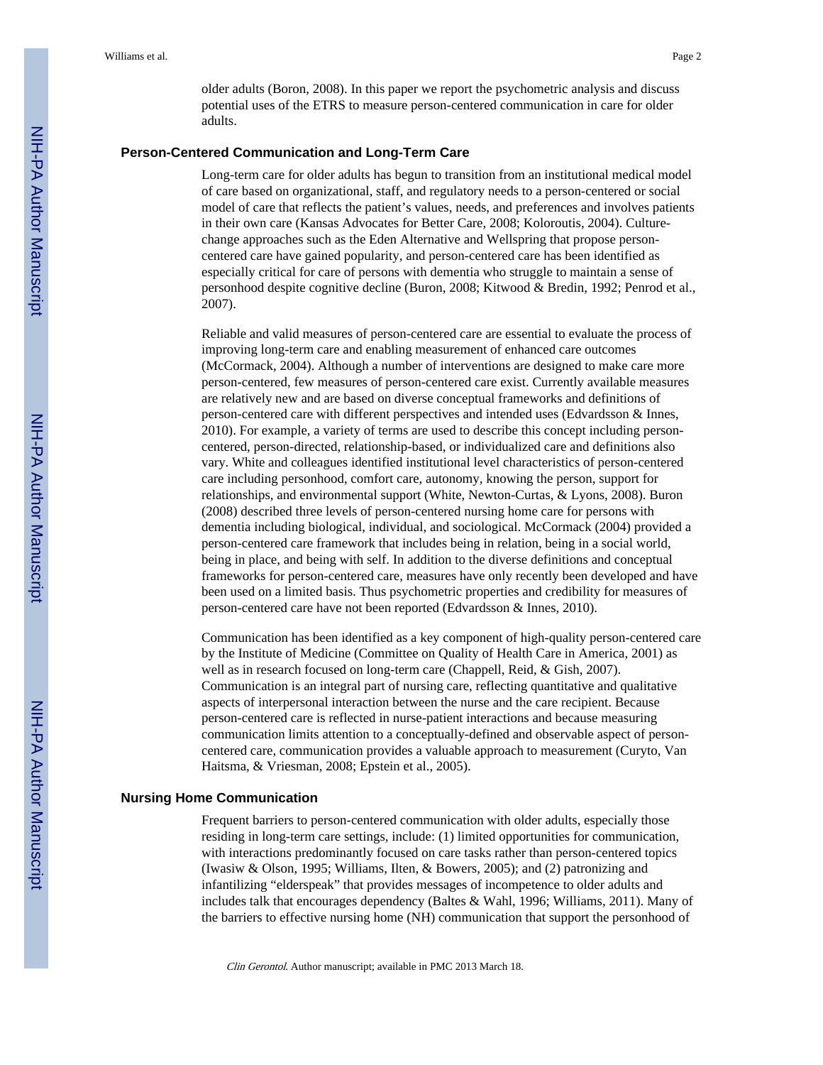older adults (Boron, 2008). In this paper we report the psychometric analysis and discuss potential uses of the ETRS to measure person-centered communication in care for older adults.

## Person-Centered Communication and Long-Term Care

Long-term care for older adults has begun to transition from an institutional medical model of care based on organizational, staff, and regulatory needs to a person-centered or social model of care that reflects the patient's values, needs, and preferences and involves patients in their own care (Kansas Advocates for Better Care, 2008; Koloroutis, 2004). Culture-change approaches such as the Eden Alternative and Wellspring that propose person-centered care have gained popularity, and person-centered care has been identified as especially critical for care of persons with dementia who struggle to maintain a sense of personhood despite cognitive decline (Buron, 2008; Kitwood & Bredin, 1992; Penrod et al., 2007).

Reliable and valid measures of person-centered care are essential to evaluate the process of improving long-term care and enabling measurement of enhanced care outcomes (McCormack, 2004). Although a number of interventions are designed to make care more person-centered, few measures of person-centered care exist. Currently available measures are relatively new and are based on diverse conceptual frameworks and definitions of person-centered care with different perspectives and intended uses (Edvardsson & Innes, 2010). For example, a variety of terms are used to describe this concept including person-centered, person-directed, relationship-based, or individualized care and definitions also vary. White and colleagues identified institutional level characteristics of person-centered care including personhood, comfort care, autonomy, knowing the person, support for relationships, and environmental support (White, Newton-Curtas, & Lyons, 2008). Buron (2008) described three levels of person-centered nursing home care for persons with dementia including biological, individual, and sociological. McCormack (2004) provided a person-centered care framework that includes being in relation, being in a social world, being in place, and being with self. In addition to the diverse definitions and conceptual frameworks for person-centered care, measures have only recently been developed and have been used on a limited basis. Thus psychometric properties and credibility for measures of person-centered care have not been reported (Edvardsson & Innes, 2010).

Communication has been identified as a key component of high-quality person-centered care by the Institute of Medicine (Committee on Quality of Health Care in America, 2001) as well as in research focused on long-term care (Chappell, Reid, & Gish, 2007). Communication is an integral part of nursing care, reflecting quantitative and qualitative aspects of interpersonal interaction between the nurse and the care recipient. Because person-centered care is reflected in nurse-patient interactions and because measuring communication limits attention to a conceptually-defined and observable aspect of person-centered care, communication provides a valuable approach to measurement (Curyto, Van Haitsma, & Vriesman, 2008; Epstein et al., 2005).

## Nursing Home Communication

Frequent barriers to person-centered communication with older adults, especially those residing in long-term care settings, include: (1) limited opportunities for communication, with interactions predominantly focused on care tasks rather than person-centered topics (Iwasiw & Olson, 1995; Williams, Ilten, & Bowers, 2005); and (2) patronizing and infantilizing "elderspeak" that provides messages of incompetence to older adults and includes talk that encourages dependency (Baltes & Wahl, 1996; Williams, 2011). Many of the barriers to effective nursing home (NH) communication that support the personhood of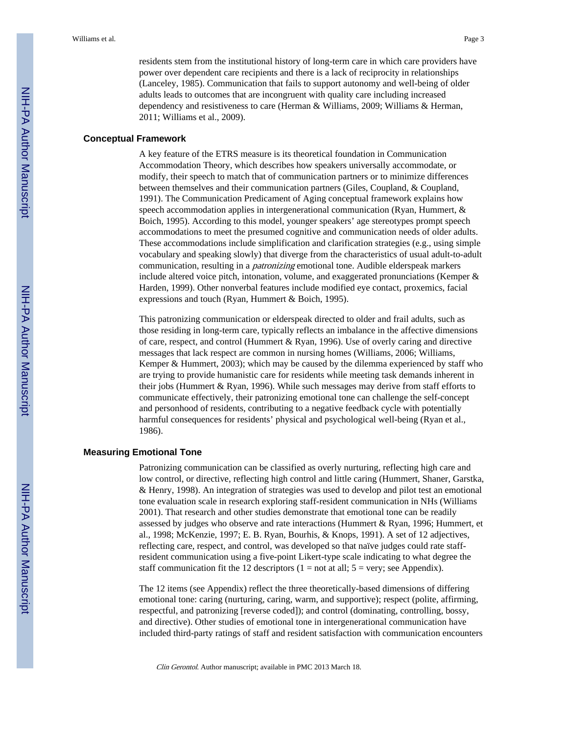residents stem from the institutional history of long-term care in which care providers have power over dependent care recipients and there is a lack of reciprocity in relationships (Lanceley, 1985). Communication that fails to support autonomy and well-being of older adults leads to outcomes that are incongruent with quality care including increased dependency and resistiveness to care (Herman & Williams, 2009; Williams & Herman, 2011; Williams et al., 2009).

### Conceptual Framework

A key feature of the ETRS measure is its theoretical foundation in Communication Accommodation Theory, which describes how speakers universally accommodate, or modify, their speech to match that of communication partners or to minimize differences between themselves and their communication partners (Giles, Coupland, & Coupland, 1991). The Communication Predicament of Aging conceptual framework explains how speech accommodation applies in intergenerational communication (Ryan, Hummert, & Boich, 1995). According to this model, younger speakers' age stereotypes prompt speech accommodations to meet the presumed cognitive and communication needs of older adults. These accommodations include simplification and clarification strategies (e.g., using simple vocabulary and speaking slowly) that diverge from the characteristics of usual adult-to-adult communication, resulting in a *patronizing* emotional tone. Audible elderspeak markers include altered voice pitch, intonation, volume, and exaggerated pronunciations (Kemper & Harden, 1999). Other nonverbal features include modified eye contact, proxemics, facial expressions and touch (Ryan, Hummert & Boich, 1995).

This patronizing communication or elderspeak directed to older and frail adults, such as those residing in long-term care, typically reflects an imbalance in the affective dimensions of care, respect, and control (Hummert & Ryan, 1996). Use of overly caring and directive messages that lack respect are common in nursing homes (Williams, 2006; Williams, Kemper & Hummert, 2003); which may be caused by the dilemma experienced by staff who are trying to provide humanistic care for residents while meeting task demands inherent in their jobs (Hummert & Ryan, 1996). While such messages may derive from staff efforts to communicate effectively, their patronizing emotional tone can challenge the self-concept and personhood of residents, contributing to a negative feedback cycle with potentially harmful consequences for residents' physical and psychological well-being (Ryan et al., 1986).

### Measuring Emotional Tone

Patronizing communication can be classified as overly nurturing, reflecting high care and low control, or directive, reflecting high control and little caring (Hummert, Shaner, Garstka, & Henry, 1998). An integration of strategies was used to develop and pilot test an emotional tone evaluation scale in research exploring staff-resident communication in NHs (Williams 2001). That research and other studies demonstrate that emotional tone can be readily assessed by judges who observe and rate interactions (Hummert & Ryan, 1996; Hummert, et al., 1998; McKenzie, 1997; E. B. Ryan, Bourhis, & Knops, 1991). A set of 12 adjectives, reflecting care, respect, and control, was developed so that naïve judges could rate staff-resident communication using a five-point Likert-type scale indicating to what degree the staff communication fit the 12 descriptors (1 = not at all; 5 = very; see Appendix).

The 12 items (see Appendix) reflect the three theoretically-based dimensions of differing emotional tone: caring (nurturing, caring, warm, and supportive); respect (polite, affirming, respectful, and patronizing [reverse coded]); and control (dominating, controlling, bossy, and directive). Other studies of emotional tone in intergenerational communication have included third-party ratings of staff and resident satisfaction with communication encounters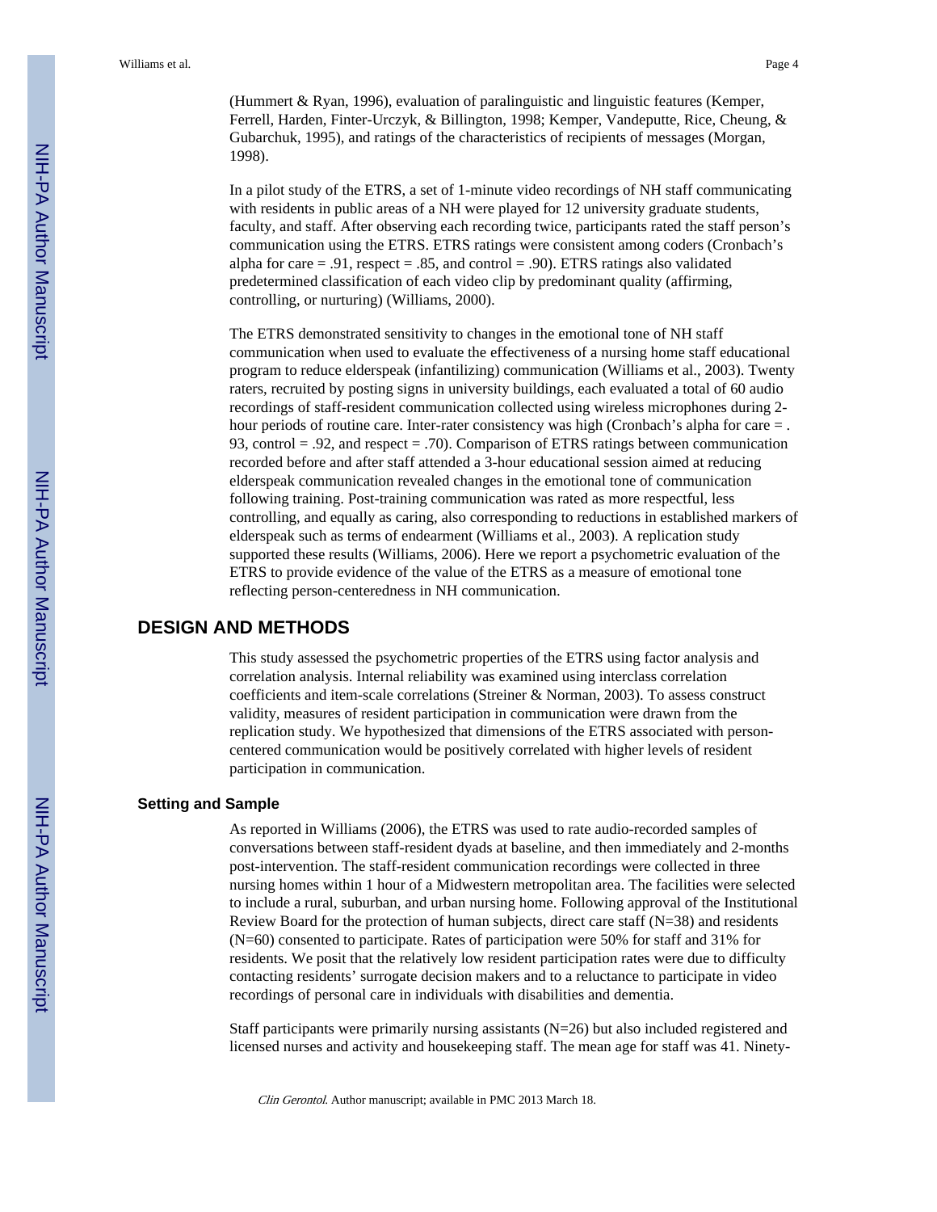(Hummert & Ryan, 1996), evaluation of paralinguistic and linguistic features (Kemper, Ferrell, Harden, Finter-Urczyk, & Billington, 1998; Kemper, Vandeputte, Rice, Cheung, & Gubarchuk, 1995), and ratings of the characteristics of recipients of messages (Morgan, 1998).

In a pilot study of the ETRS, a set of 1-minute video recordings of NH staff communicating with residents in public areas of a NH were played for 12 university graduate students, faculty, and staff. After observing each recording twice, participants rated the staff person's communication using the ETRS. ETRS ratings were consistent among coders (Cronbach's alpha for care = .91, respect = .85, and control = .90). ETRS ratings also validated predetermined classification of each video clip by predominant quality (affirming, controlling, or nurturing) (Williams, 2000).

The ETRS demonstrated sensitivity to changes in the emotional tone of NH staff communication when used to evaluate the effectiveness of a nursing home staff educational program to reduce elderspeak (infantilizing) communication (Williams et al., 2003). Twenty raters, recruited by posting signs in university buildings, each evaluated a total of 60 audio recordings of staff-resident communication collected using wireless microphones during 2-hour periods of routine care. Inter-rater consistency was high (Cronbach's alpha for care = .93, control = .92, and respect = .70). Comparison of ETRS ratings between communication recorded before and after staff attended a 3-hour educational session aimed at reducing elderspeak communication revealed changes in the emotional tone of communication following training. Post-training communication was rated as more respectful, less controlling, and equally as caring, also corresponding to reductions in established markers of elderspeak such as terms of endearment (Williams et al., 2003). A replication study supported these results (Williams, 2006). Here we report a psychometric evaluation of the ETRS to provide evidence of the value of the ETRS as a measure of emotional tone reflecting person-centeredness in NH communication.

## DESIGN AND METHODS

This study assessed the psychometric properties of the ETRS using factor analysis and correlation analysis. Internal reliability was examined using interclass correlation coefficients and item-scale correlations (Streiner & Norman, 2003). To assess construct validity, measures of resident participation in communication were drawn from the replication study. We hypothesized that dimensions of the ETRS associated with person-centered communication would be positively correlated with higher levels of resident participation in communication.

### Setting and Sample

As reported in Williams (2006), the ETRS was used to rate audio-recorded samples of conversations between staff-resident dyads at baseline, and then immediately and 2-months post-intervention. The staff-resident communication recordings were collected in three nursing homes within 1 hour of a Midwestern metropolitan area. The facilities were selected to include a rural, suburban, and urban nursing home. Following approval of the Institutional Review Board for the protection of human subjects, direct care staff (N=38) and residents (N=60) consented to participate. Rates of participation were 50% for staff and 31% for residents. We posit that the relatively low resident participation rates were due to difficulty contacting residents' surrogate decision makers and to a reluctance to participate in video recordings of personal care in individuals with disabilities and dementia.

Staff participants were primarily nursing assistants (N=26) but also included registered and licensed nurses and activity and housekeeping staff. The mean age for staff was 41. Ninety-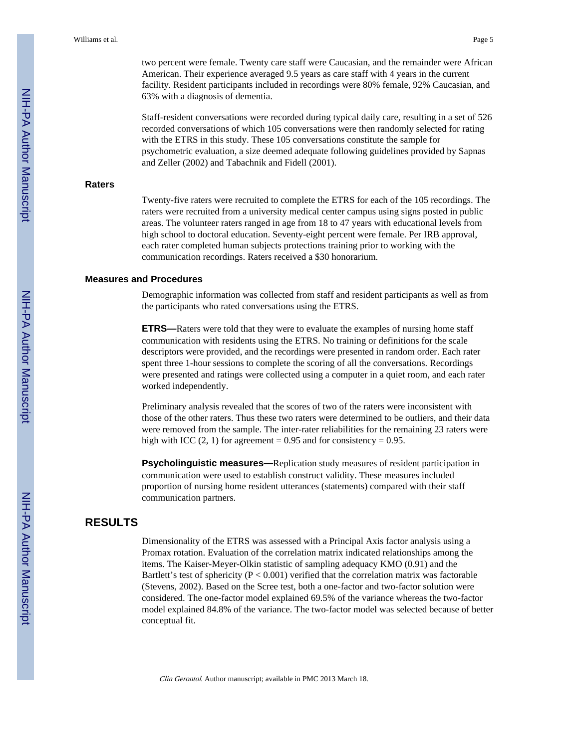two percent were female. Twenty care staff were Caucasian, and the remainder were African American. Their experience averaged 9.5 years as care staff with 4 years in the current facility. Resident participants included in recordings were 80% female, 92% Caucasian, and 63% with a diagnosis of dementia.

Staff-resident conversations were recorded during typical daily care, resulting in a set of 526 recorded conversations of which 105 conversations were then randomly selected for rating with the ETRS in this study. These 105 conversations constitute the sample for psychometric evaluation, a size deemed adequate following guidelines provided by Sapnas and Zeller (2002) and Tabachnik and Fidell (2001).

### Raters

Twenty-five raters were recruited to complete the ETRS for each of the 105 recordings. The raters were recruited from a university medical center campus using signs posted in public areas. The volunteer raters ranged in age from 18 to 47 years with educational levels from high school to doctoral education. Seventy-eight percent were female. Per IRB approval, each rater completed human subjects protections training prior to working with the communication recordings. Raters received a $30 honorarium.

### Measures and Procedures

Demographic information was collected from staff and resident participants as well as from the participants who rated conversations using the ETRS.

**ETRS—**Raters were told that they were to evaluate the examples of nursing home staff communication with residents using the ETRS. No training or definitions for the scale descriptors were provided, and the recordings were presented in random order. Each rater spent three 1-hour sessions to complete the scoring of all the conversations. Recordings were presented and ratings were collected using a computer in a quiet room, and each rater worked independently.

Preliminary analysis revealed that the scores of two of the raters were inconsistent with those of the other raters. Thus these two raters were determined to be outliers, and their data were removed from the sample. The inter-rater reliabilities for the remaining 23 raters were high with ICC (2, 1) for agreement = 0.95 and for consistency = 0.95.

**Psycholinguistic measures—**Replication study measures of resident participation in communication were used to establish construct validity. These measures included proportion of nursing home resident utterances (statements) compared with their staff communication partners.

## RESULTS

Dimensionality of the ETRS was assessed with a Principal Axis factor analysis using a Promax rotation. Evaluation of the correlation matrix indicated relationships among the items. The Kaiser-Meyer-Olkin statistic of sampling adequacy KMO (0.91) and the Bartlett's test of sphericity ($P < 0.001$) verified that the correlation matrix was factorable (Stevens, 2002). Based on the Scree test, both a one-factor and two-factor solution were considered. The one-factor model explained 69.5% of the variance whereas the two-factor model explained 84.8% of the variance. The two-factor model was selected because of better conceptual fit.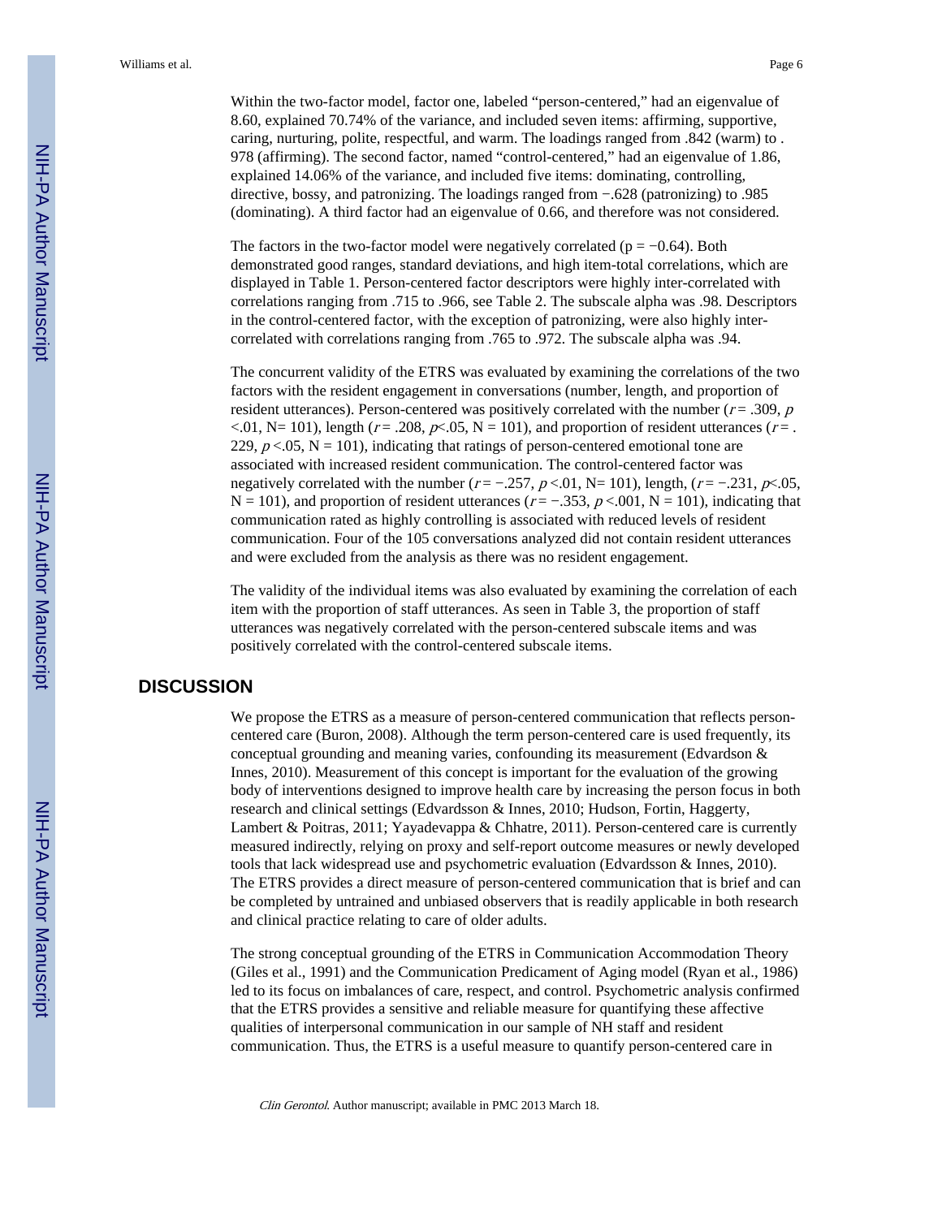Within the two-factor model, factor one, labeled “person-centered,” had an eigenvalue of 8.60, explained 70.74% of the variance, and included seven items: affirming, supportive, caring, nurturing, polite, respectful, and warm. The loadings ranged from .842 (warm) to .978 (affirming). The second factor, named “control-centered,” had an eigenvalue of 1.86, explained 14.06% of the variance, and included five items: dominating, controlling, directive, bossy, and patronizing. The loadings ranged from −.628 (patronizing) to .985 (dominating). A third factor had an eigenvalue of 0.66, and therefore was not considered.

The factors in the two-factor model were negatively correlated (p = −0.64). Both demonstrated good ranges, standard deviations, and high item-total correlations, which are displayed in Table 1. Person-centered factor descriptors were highly inter-correlated with correlations ranging from .715 to .966, see Table 2. The subscale alpha was .98. Descriptors in the control-centered factor, with the exception of patronizing, were also highly inter-correlated with correlations ranging from .765 to .972. The subscale alpha was .94.

The concurrent validity of the ETRS was evaluated by examining the correlations of the two factors with the resident engagement in conversations (number, length, and proportion of resident utterances). Person-centered was positively correlated with the number ($r = .309$, $p < .01$, N= 101), length ($r = .208$, $p < .05$, N = 101), and proportion of resident utterances ($r = .229$, $p < .05$, N = 101), indicating that ratings of person-centered emotional tone are associated with increased resident communication. The control-centered factor was negatively correlated with the number ($r = -.257$, $p < .01$, N= 101), length, ($r = -.231$, $p < .05$, N = 101), and proportion of resident utterances ($r = -.353$, $p < .001$, N = 101), indicating that communication rated as highly controlling is associated with reduced levels of resident communication. Four of the 105 conversations analyzed did not contain resident utterances and were excluded from the analysis as there was no resident engagement.

The validity of the individual items was also evaluated by examining the correlation of each item with the proportion of staff utterances. As seen in Table 3, the proportion of staff utterances was negatively correlated with the person-centered subscale items and was positively correlated with the control-centered subscale items.

## DISCUSSION

We propose the ETRS as a measure of person-centered communication that reflects person-centered care (Buron, 2008). Although the term person-centered care is used frequently, its conceptual grounding and meaning varies, confounding its measurement (Edvardson & Innes, 2010). Measurement of this concept is important for the evaluation of the growing body of interventions designed to improve health care by increasing the person focus in both research and clinical settings (Edvardsson & Innes, 2010; Hudson, Fortin, Haggerty, Lambert & Poitras, 2011; Yayadevappa & Chhatre, 2011). Person-centered care is currently measured indirectly, relying on proxy and self-report outcome measures or newly developed tools that lack widespread use and psychometric evaluation (Edvardsson & Innes, 2010). The ETRS provides a direct measure of person-centered communication that is brief and can be completed by untrained and unbiased observers that is readily applicable in both research and clinical practice relating to care of older adults.

The strong conceptual grounding of the ETRS in Communication Accommodation Theory (Giles et al., 1991) and the Communication Predicament of Aging model (Ryan et al., 1986) led to its focus on imbalances of care, respect, and control. Psychometric analysis confirmed that the ETRS provides a sensitive and reliable measure for quantifying these affective qualities of interpersonal communication in our sample of NH staff and resident communication. Thus, the ETRS is a useful measure to quantify person-centered care in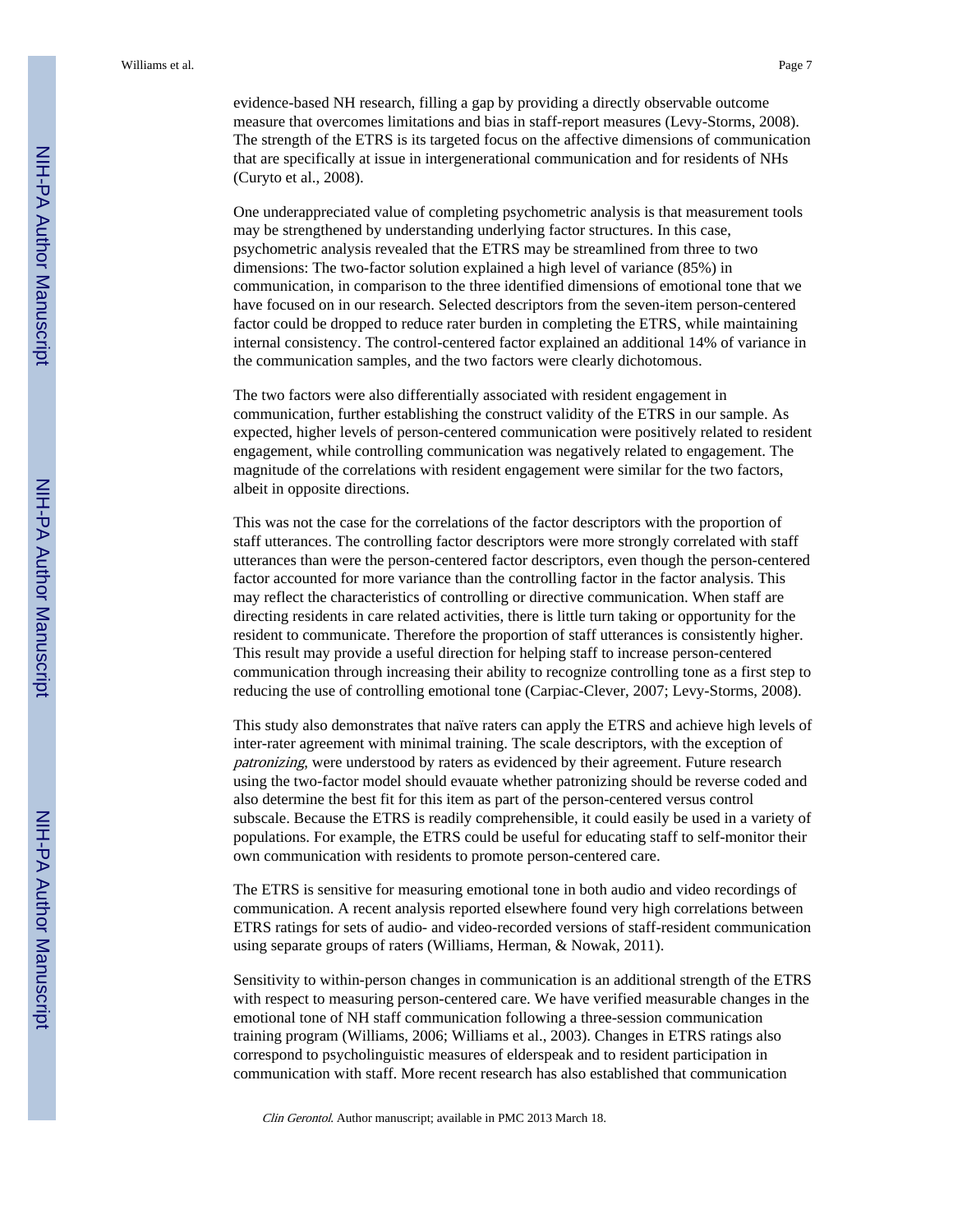evidence-based NH research, filling a gap by providing a directly observable outcome measure that overcomes limitations and bias in staff-report measures (Levy-Storms, 2008). The strength of the ETRS is its targeted focus on the affective dimensions of communication that are specifically at issue in intergenerational communication and for residents of NHs (Curyto et al., 2008).

One underappreciated value of completing psychometric analysis is that measurement tools may be strengthened by understanding underlying factor structures. In this case, psychometric analysis revealed that the ETRS may be streamlined from three to two dimensions: The two-factor solution explained a high level of variance (85%) in communication, in comparison to the three identified dimensions of emotional tone that we have focused on in our research. Selected descriptors from the seven-item person-centered factor could be dropped to reduce rater burden in completing the ETRS, while maintaining internal consistency. The control-centered factor explained an additional 14% of variance in the communication samples, and the two factors were clearly dichotomous.

The two factors were also differentially associated with resident engagement in communication, further establishing the construct validity of the ETRS in our sample. As expected, higher levels of person-centered communication were positively related to resident engagement, while controlling communication was negatively related to engagement. The magnitude of the correlations with resident engagement were similar for the two factors, albeit in opposite directions.

This was not the case for the correlations of the factor descriptors with the proportion of staff utterances. The controlling factor descriptors were more strongly correlated with staff utterances than were the person-centered factor descriptors, even though the person-centered factor accounted for more variance than the controlling factor in the factor analysis. This may reflect the characteristics of controlling or directive communication. When staff are directing residents in care related activities, there is little turn taking or opportunity for the resident to communicate. Therefore the proportion of staff utterances is consistently higher. This result may provide a useful direction for helping staff to increase person-centered communication through increasing their ability to recognize controlling tone as a first step to reducing the use of controlling emotional tone (Carpiac-Clever, 2007; Levy-Storms, 2008).

This study also demonstrates that naïve raters can apply the ETRS and achieve high levels of inter-rater agreement with minimal training. The scale descriptors, with the exception of *patronizing*, were understood by raters as evidenced by their agreement. Future research using the two-factor model should evauate whether patronizing should be reverse coded and also determine the best fit for this item as part of the person-centered versus control subscale. Because the ETRS is readily comprehensible, it could easily be used in a variety of populations. For example, the ETRS could be useful for educating staff to self-monitor their own communication with residents to promote person-centered care.

The ETRS is sensitive for measuring emotional tone in both audio and video recordings of communication. A recent analysis reported elsewhere found very high correlations between ETRS ratings for sets of audio- and video-recorded versions of staff-resident communication using separate groups of raters (Williams, Herman, & Nowak, 2011).

Sensitivity to within-person changes in communication is an additional strength of the ETRS with respect to measuring person-centered care. We have verified measurable changes in the emotional tone of NH staff communication following a three-session communication training program (Williams, 2006; Williams et al., 2003). Changes in ETRS ratings also correspond to psycholinguistic measures of elderspeak and to resident participation in communication with staff. More recent research has also established that communication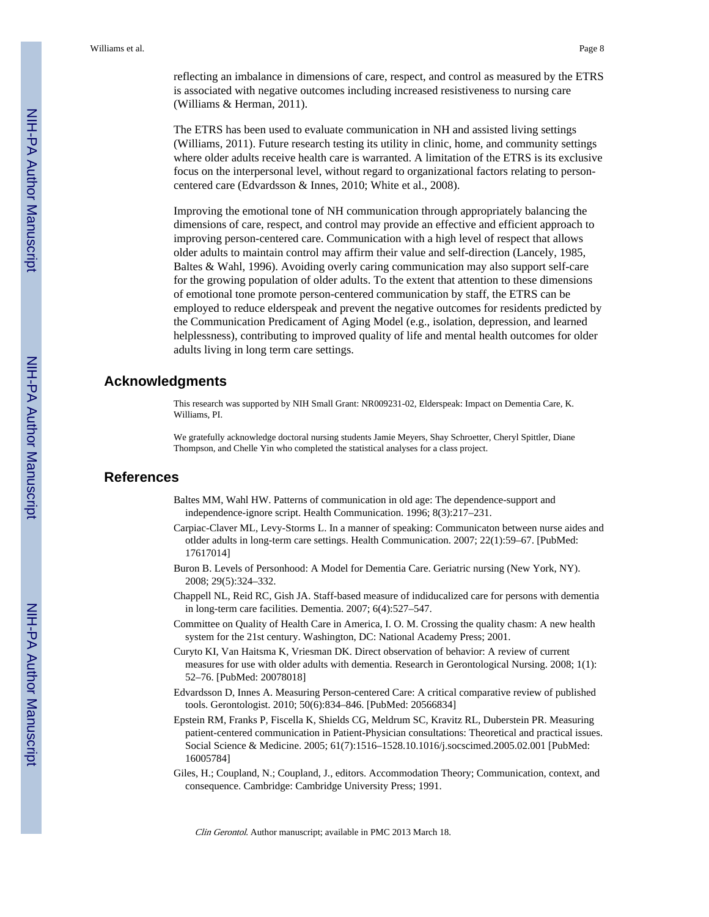reflecting an imbalance in dimensions of care, respect, and control as measured by the ETRS is associated with negative outcomes including increased resistiveness to nursing care (Williams & Herman, 2011).

The ETRS has been used to evaluate communication in NH and assisted living settings (Williams, 2011). Future research testing its utility in clinic, home, and community settings where older adults receive health care is warranted. A limitation of the ETRS is its exclusive focus on the interpersonal level, without regard to organizational factors relating to person-centered care (Edvardsson & Innes, 2010; White et al., 2008).

Improving the emotional tone of NH communication through appropriately balancing the dimensions of care, respect, and control may provide an effective and efficient approach to improving person-centered care. Communication with a high level of respect that allows older adults to maintain control may affirm their value and self-direction (Lancely, 1985, Baltes & Wahl, 1996). Avoiding overly caring communication may also support self-care for the growing population of older adults. To the extent that attention to these dimensions of emotional tone promote person-centered communication by staff, the ETRS can be employed to reduce elderspeak and prevent the negative outcomes for residents predicted by the Communication Predicament of Aging Model (e.g., isolation, depression, and learned helplessness), contributing to improved quality of life and mental health outcomes for older adults living in long term care settings.

## Acknowledgments

This research was supported by NIH Small Grant: NR009231-02, Elderspeak: Impact on Dementia Care, K. Williams, PI.

We gratefully acknowledge doctoral nursing students Jamie Meyers, Shay Schroetter, Cheryl Spittler, Diane Thompson, and Chelle Yin who completed the statistical analyses for a class project.

## References

Baltes MM, Wahl HW. Patterns of communication in old age: The dependence-support and independence-ignore script. Health Communication. 1996; 8(3):217–231.

Carpiac-Claver ML, Levy-Storms L. In a manner of speaking: Communicaton between nurse aides and otlder adults in long-term care settings. Health Communication. 2007; 22(1):59–67. [PubMed: 17617014]

Buron B. Levels of Personhood: A Model for Dementia Care. Geriatric nursing (New York, NY). 2008; 29(5):324–332.

Chappell NL, Reid RC, Gish JA. Staff-based measure of indiducalized care for persons with dementia in long-term care facilities. Dementia. 2007; 6(4):527–547.

Committee on Quality of Health Care in America, I. O. M. Crossing the quality chasm: A new health system for the 21st century. Washington, DC: National Academy Press; 2001.

Curyto KI, Van Haitsma K, Vriesman DK. Direct observation of behavior: A review of current measures for use with older adults with dementia. Research in Gerontological Nursing. 2008; 1(1): 52–76. [PubMed: 20078018]

Edvardsson D, Innes A. Measuring Person-centered Care: A critical comparative review of published tools. Gerontologist. 2010; 50(6):834–846. [PubMed: 20566834]

Epstein RM, Franks P, Fiscella K, Shields CG, Meldrum SC, Kravitz RL, Duberstein PR. Measuring patient-centered communication in Patient-Physician consultations: Theoretical and practical issues. Social Science & Medicine. 2005; 61(7):1516–1528.10.1016/j.socscimed.2005.02.001 [PubMed: 16005784]

Giles, H.; Coupland, N.; Coupland, J., editors. Accommodation Theory; Communication, context, and consequence. Cambridge: Cambridge University Press; 1991.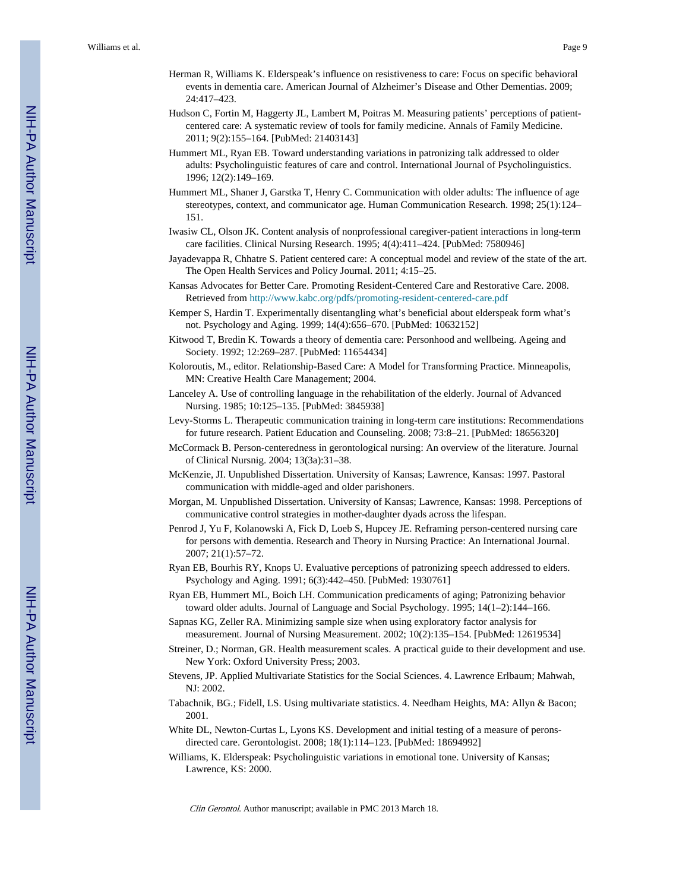Herman R, Williams K. Elderspeak's influence on resistiveness to care: Focus on specific behavioral events in dementia care. American Journal of Alzheimer's Disease and Other Dementias. 2009; 24:417–423.

Hudson C, Fortin M, Haggerty JL, Lambert M, Poitras M. Measuring patients' perceptions of patient-centered care: A systematic review of tools for family medicine. Annals of Family Medicine. 2011; 9(2):155–164. [PubMed: 21403143]

Hummert ML, Ryan EB. Toward understanding variations in patronizing talk addressed to older adults: Psycholinguistic features of care and control. International Journal of Psycholinguistics. 1996; 12(2):149–169.

Hummert ML, Shaner J, Garstka T, Henry C. Communication with older adults: The influence of age stereotypes, context, and communicator age. Human Communication Research. 1998; 25(1):124–151.

Iwasiw CL, Olson JK. Content analysis of nonprofessional caregiver-patient interactions in long-term care facilities. Clinical Nursing Research. 1995; 4(4):411–424. [PubMed: 7580946]

Jayadevappa R, Chhatre S. Patient centered care: A conceptual model and review of the state of the art. The Open Health Services and Policy Journal. 2011; 4:15–25.

Kansas Advocates for Better Care. Promoting Resident-Centered Care and Restorative Care. 2008. Retrieved from http://www.kabc.org/pdfs/promoting-resident-centered-care.pdf

Kemper S, Hardin T. Experimentally disentangling what's beneficial about elderspeak form what's not. Psychology and Aging. 1999; 14(4):656–670. [PubMed: 10632152]

Kitwood T, Bredin K. Towards a theory of dementia care: Personhood and wellbeing. Ageing and Society. 1992; 12:269–287. [PubMed: 11654434]

Koloroutis, M., editor. Relationship-Based Care: A Model for Transforming Practice. Minneapolis, MN: Creative Health Care Management; 2004.

Lanceley A. Use of controlling language in the rehabilitation of the elderly. Journal of Advanced Nursing. 1985; 10:125–135. [PubMed: 3845938]

Levy-Storms L. Therapeutic communication training in long-term care institutions: Recommendations for future research. Patient Education and Counseling. 2008; 73:8–21. [PubMed: 18656320]

McCormack B. Person-centeredness in gerontological nursing: An overview of the literature. Journal of Clinical Nursnig. 2004; 13(3a):31–38.

McKenzie, JI. Unpublished Dissertation. University of Kansas; Lawrence, Kansas: 1997. Pastoral communication with middle-aged and older parishoners.

Morgan, M. Unpublished Dissertation. University of Kansas; Lawrence, Kansas: 1998. Perceptions of communicative control strategies in mother-daughter dyads across the lifespan.

Penrod J, Yu F, Kolanowski A, Fick D, Loeb S, Hupcey JE. Reframing person-centered nursing care for persons with dementia. Research and Theory in Nursing Practice: An International Journal. 2007; 21(1):57–72.

Ryan EB, Bourhis RY, Knops U. Evaluative perceptions of patronizing speech addressed to elders. Psychology and Aging. 1991; 6(3):442–450. [PubMed: 1930761]

Ryan EB, Hummert ML, Boich LH. Communication predicaments of aging; Patronizing behavior toward older adults. Journal of Language and Social Psychology. 1995; 14(1–2):144–166.

Sapnas KG, Zeller RA. Minimizing sample size when using exploratory factor analysis for measurement. Journal of Nursing Measurement. 2002; 10(2):135–154. [PubMed: 12619534]

Streiner, D.; Norman, GR. Health measurement scales. A practical guide to their development and use. New York: Oxford University Press; 2003.

Stevens, JP. Applied Multivariate Statistics for the Social Sciences. 4. Lawrence Erlbaum; Mahwah, NJ: 2002.

Tabachnik, BG.; Fidell, LS. Using multivariate statistics. 4. Needham Heights, MA: Allyn & Bacon; 2001.

White DL, Newton-Curtas L, Lyons KS. Development and initial testing of a measure of perons-directed care. Gerontologist. 2008; 18(1):114–123. [PubMed: 18694992]

Williams, K. Elderspeak: Psycholinguistic variations in emotional tone. University of Kansas; Lawrence, KS: 2000.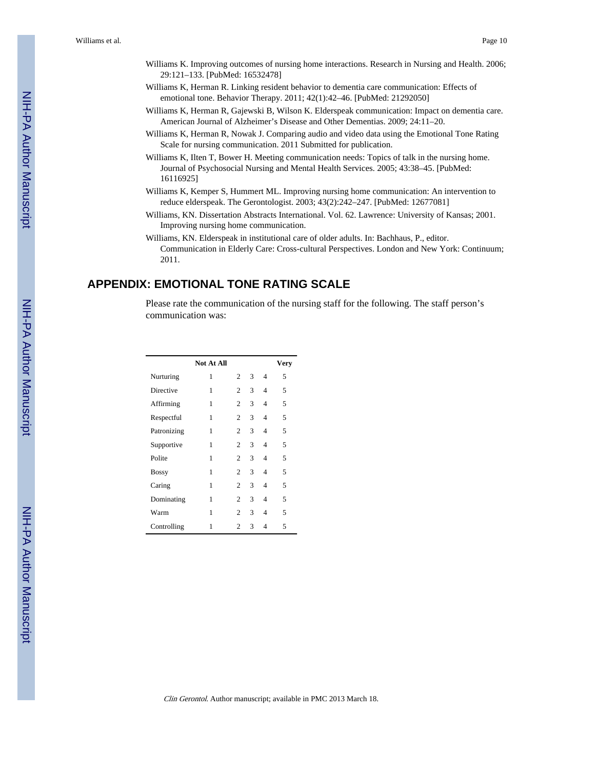Williams K. Improving outcomes of nursing home interactions. Research in Nursing and Health. 2006; 29:121–133. [PubMed: 16532478]

Williams K, Herman R. Linking resident behavior to dementia care communication: Effects of emotional tone. Behavior Therapy. 2011; 42(1):42–46. [PubMed: 21292050]

Williams K, Herman R, Gajewski B, Wilson K. Elderspeak communication: Impact on dementia care. American Journal of Alzheimer's Disease and Other Dementias. 2009; 24:11–20.

Williams K, Herman R, Nowak J. Comparing audio and video data using the Emotional Tone Rating Scale for nursing communication. 2011 Submitted for publication.

Williams K, Ilten T, Bower H. Meeting communication needs: Topics of talk in the nursing home. Journal of Psychosocial Nursing and Mental Health Services. 2005; 43:38–45. [PubMed: 16116925]

Williams K, Kemper S, Hummert ML. Improving nursing home communication: An intervention to reduce elderspeak. The Gerontologist. 2003; 43(2):242–247. [PubMed: 12677081]

Williams, KN. Dissertation Abstracts International. Vol. 62. Lawrence: University of Kansas; 2001. Improving nursing home communication.

Williams, KN. Elderspeak in institutional care of older adults. In: Bachhaus, P., editor. Communication in Elderly Care: Cross-cultural Perspectives. London and New York: Continuum; 2011.

## APPENDIX: EMOTIONAL TONE RATING SCALE

Please rate the communication of the nursing staff for the following. The staff person's communication was:

| | Not At All | | | | Very |
|---|---|---|---|---|---|
| Nurturing | 1 | 2 | 3 | 4 | 5 |
| Directive | 1 | 2 | 3 | 4 | 5 |
| Affirming | 1 | 2 | 3 | 4 | 5 |
| Respectful | 1 | 2 | 3 | 4 | 5 |
| Patronizing | 1 | 2 | 3 | 4 | 5 |
| Supportive | 1 | 2 | 3 | 4 | 5 |
| Polite | 1 | 2 | 3 | 4 | 5 |
| Bossy | 1 | 2 | 3 | 4 | 5 |
| Caring | 1 | 2 | 3 | 4 | 5 |
| Dominating | 1 | 2 | 3 | 4 | 5 |
| Warm | 1 | 2 | 3 | 4 | 5 |
| Controlling | 1 | 2 | 3 | 4 | 5 |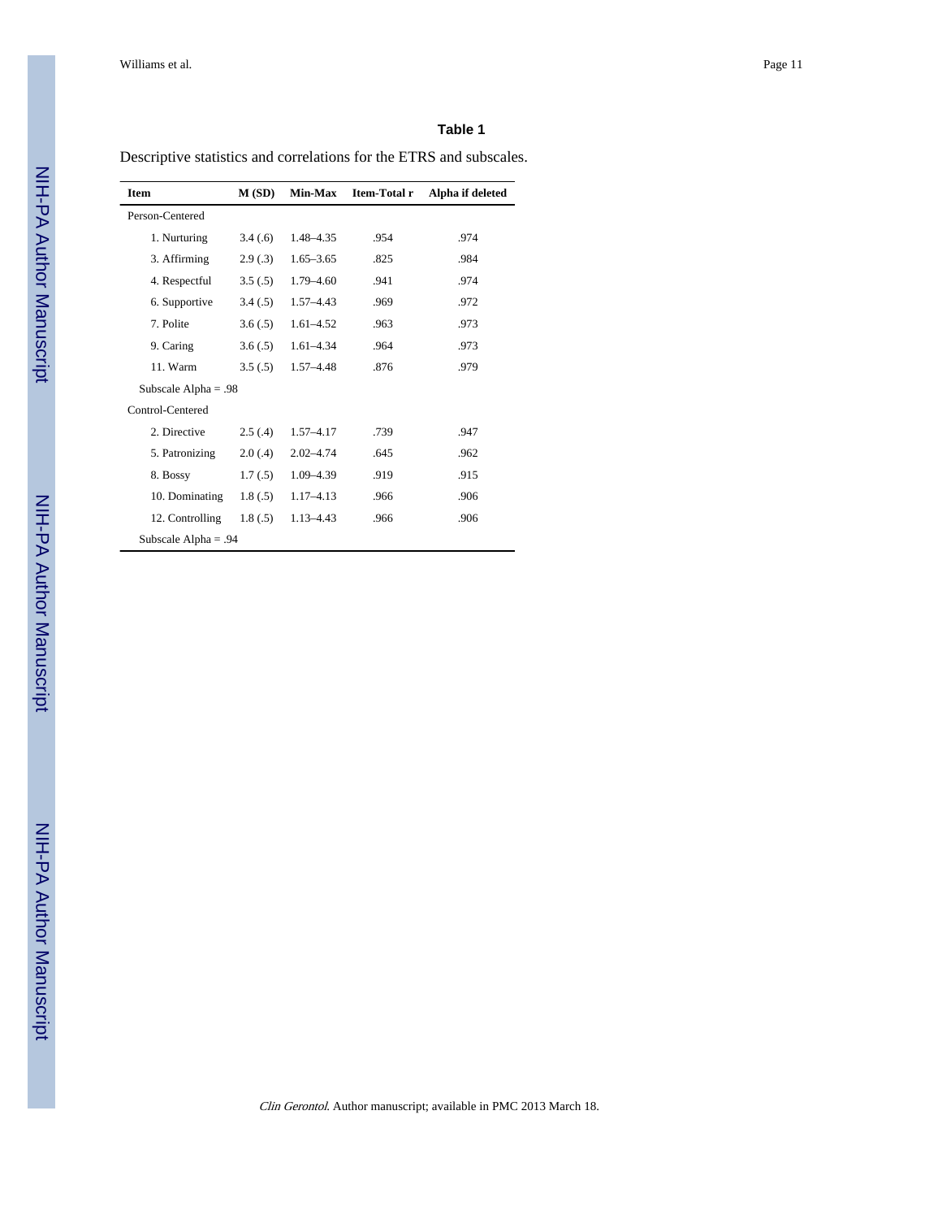## Table 1

Descriptive statistics and correlations for the ETRS and subscales.

| Item | M (SD) | Min-Max | Item-Total r | Alpha if deleted |
|---|---|---|---|---|
| Person-Centered | | | | |
| 1. Nurturing | 3.4 (.6) | 1.48–4.35 | .954 | .974 |
| 3. Affirming | 2.9 (.3) | 1.65–3.65 | .825 | .984 |
| 4. Respectful | 3.5 (.5) | 1.79–4.60 | .941 | .974 |
| 6. Supportive | 3.4 (.5) | 1.57–4.43 | .969 | .972 |
| 7. Polite | 3.6 (.5) | 1.61–4.52 | .963 | .973 |
| 9. Caring | 3.6 (.5) | 1.61–4.34 | .964 | .973 |
| 11. Warm | 3.5 (.5) | 1.57–4.48 | .876 | .979 |
| Subscale Alpha = .98 | | | | |
| Control-Centered | | | | |
| 2. Directive | 2.5 (.4) | 1.57–4.17 | .739 | .947 |
| 5. Patronizing | 2.0 (.4) | 2.02–4.74 | .645 | .962 |
| 8. Bossy | 1.7 (.5) | 1.09–4.39 | .919 | .915 |
| 10. Dominating | 1.8 (.5) | 1.17–4.13 | .966 | .906 |
| 12. Controlling | 1.8 (.5) | 1.13–4.43 | .966 | .906 |
| Subscale Alpha = .94 | | | | |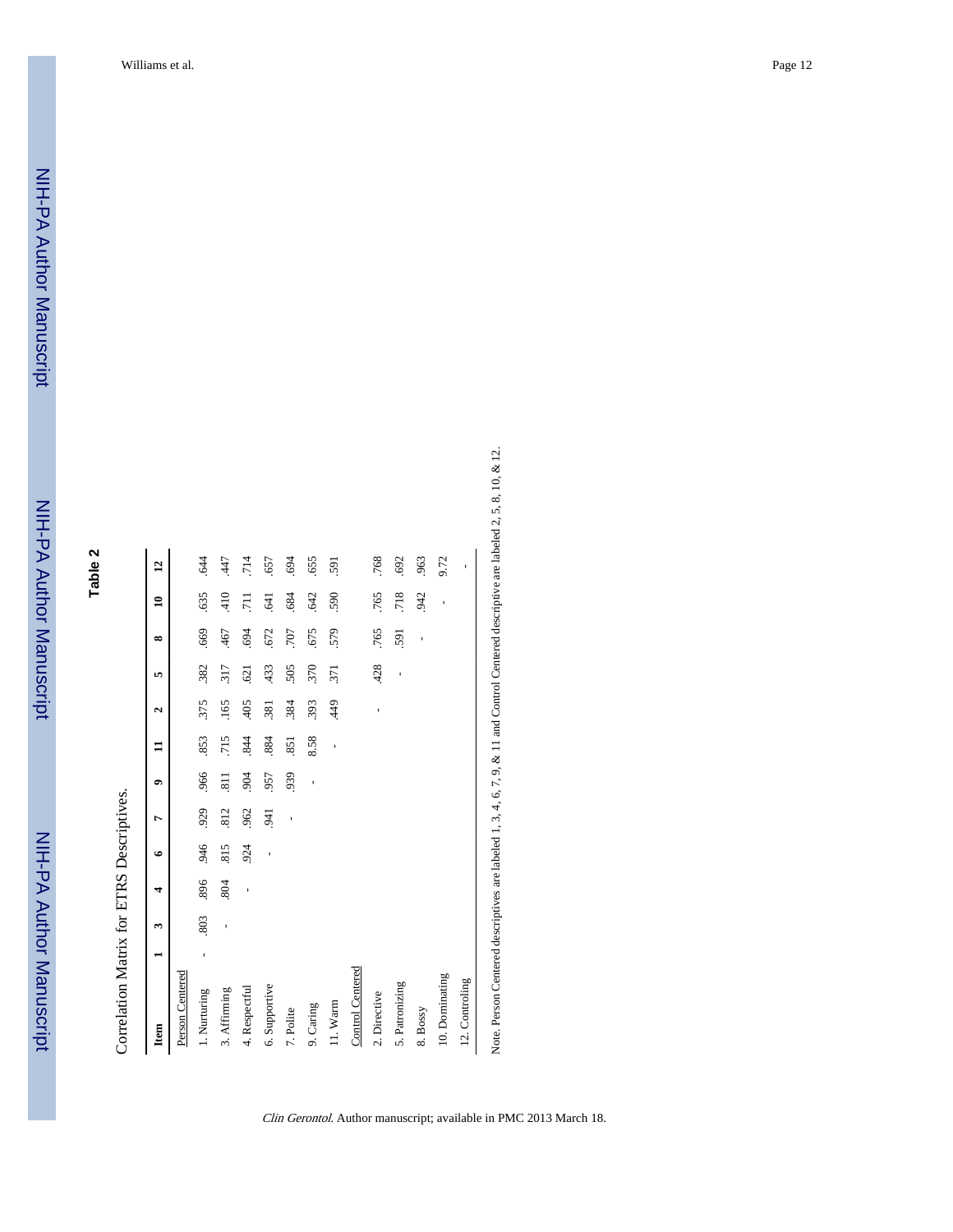## Table 2

Correlation Matrix for ETRS Descriptives.

| Item | 1 | 3 | 4 | 6 | 7 | 9 | 11 | 2 | 5 | 8 | 10 | 12 |
|---|---|---|---|---|---|---|---|---|---|---|---|---|
| Person Centered | | | | | | | | | | | | |
| 1. Nurturing | - | .803 | .896 | .946 | .929 | .966 | .853 | .375 | .382 | .669 | .635 | .644 |
| 3. Affirming | | - | .804 | .815 | .812 | .811 | .715 | .165 | .317 | .467 | .410 | .447 |
| 4. Respectful | | | - | .924 | .962 | .904 | .844 | .405 | .621 | .694 | .711 | .714 |
| 6. Supportive | | | | - | .941 | .957 | .884 | .381 | .433 | .672 | .641 | .657 |
| 7. Polite | | | | | - | .939 | .851 | .384 | .505 | .707 | .684 | .694 |
| 9. Caring | | | | | | - | 8.58 | .393 | .370 | .675 | .642 | .655 |
| 11. Warm | | | | | | | - | .449 | .371 | .579 | .590 | .591 |
| Control Centered | | | | | | | | | | | | |
| 2. Directive | | | | | | | | - | .428 | .765 | .765 | .768 |
| 5. Patronizing | | | | | | | | | - | .591 | .718 | .692 |
| 8. Bossy | | | | | | | | | | - | .942 | .963 |
| 10. Dominating | | | | | | | | | | | - | 9.72 |
| 12. Controling | | | | | | | | | | | | - |

Note. Person Centered descriptives are labeled 1, 3, 4, 6, 7, 9, & 11 and Control Centered descriptive are labeled 2, 5, 8, 10, & 12.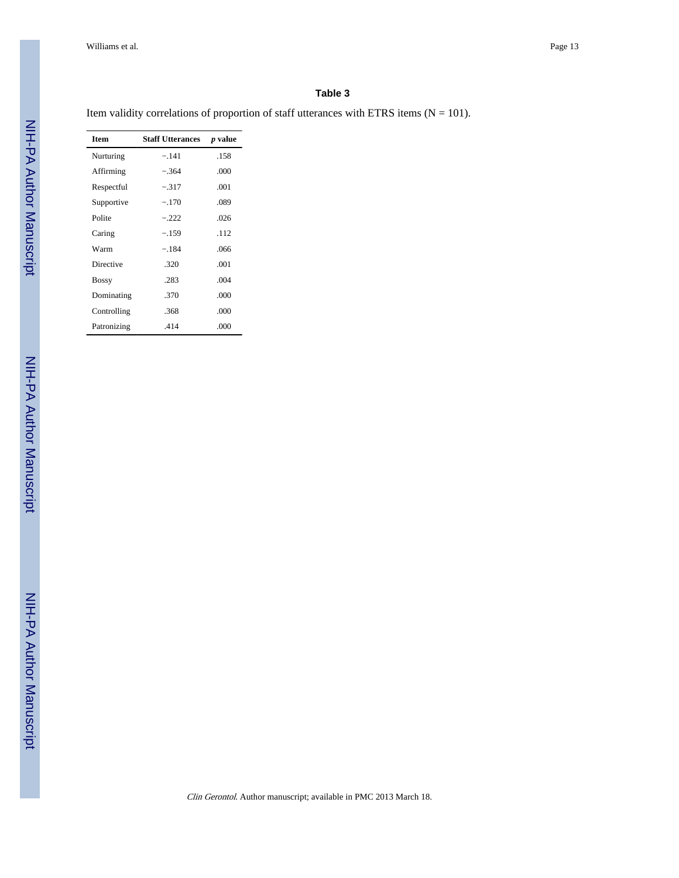**Table 3**

Item validity correlations of proportion of staff utterances with ETRS items (N = 101).

| Item | Staff Utterances | *p* value |
|---|---|---|
| Nurturing | −.141 | .158 |
| Affirming | −.364 | .000 |
| Respectful | −.317 | .001 |
| Supportive | −.170 | .089 |
| Polite | −.222 | .026 |
| Caring | −.159 | .112 |
| Warm | −.184 | .066 |
| Directive | .320 | .001 |
| Bossy | .283 | .004 |
| Dominating | .370 | .000 |
| Controlling | .368 | .000 |
| Patronizing | .414 | .000 |